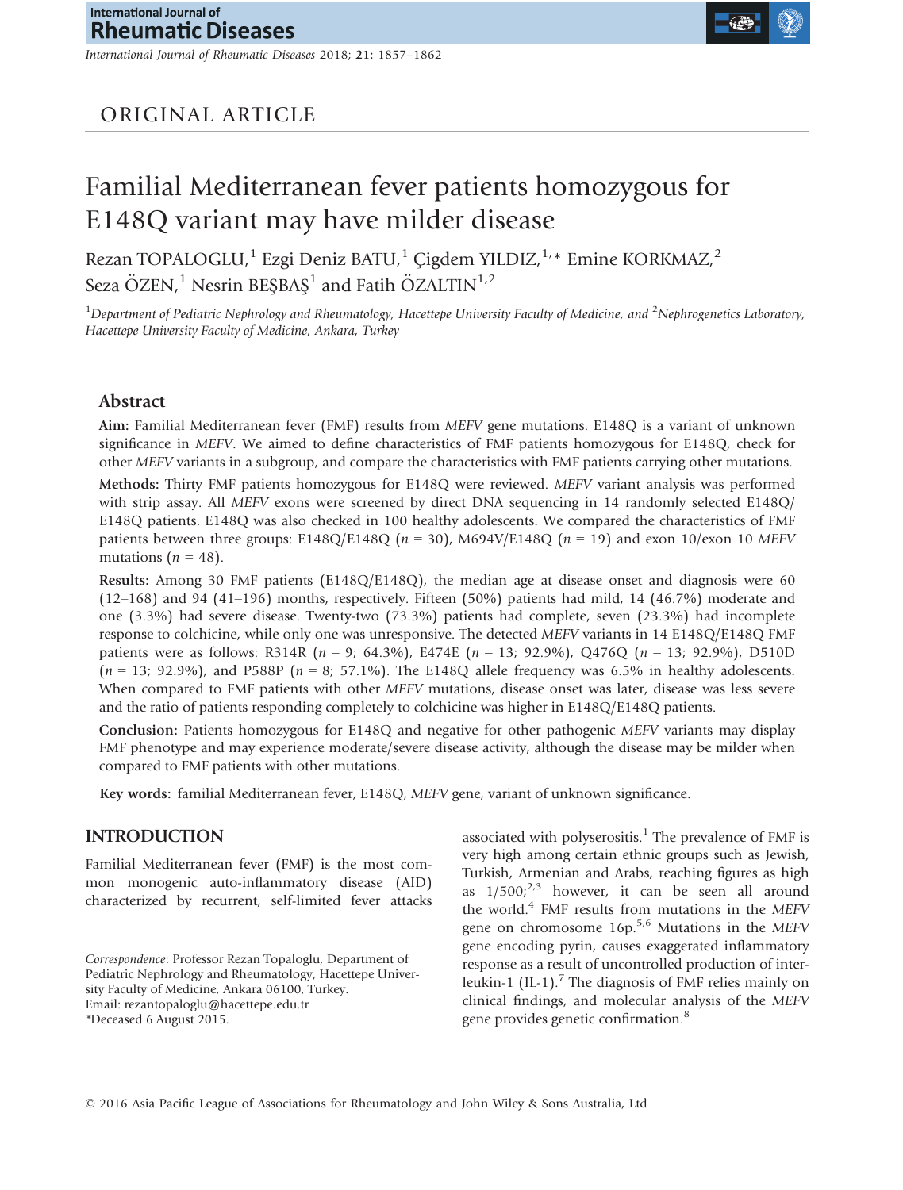ORIGINAL ARTICLE

# Familial Mediterranean fever patients homozygous for E148Q variant may have milder disease

Rezan TOPALOGLU,[1] Ezgi Deniz BATU,[1] Çigdem YILDIZ,[1,*] Emine KORKMAZ,[2] Seza ÖZEN,[1] Nesrin BEŞBAŞ[1] and Fatih ÖZALTIN[1,2]

[1]Department of Pediatric Nephrology and Rheumatology, Hacettepe University Faculty of Medicine, and [2]Nephrogenetics Laboratory, Hacettepe University Faculty of Medicine, Ankara, Turkey

## Abstract

**Aim:** Familial Mediterranean fever (FMF) results from *MEFV* gene mutations. E148Q is a variant of unknown significance in *MEFV*. We aimed to define characteristics of FMF patients homozygous for E148Q, check for other *MEFV* variants in a subgroup, and compare the characteristics with FMF patients carrying other mutations.

**Methods:** Thirty FMF patients homozygous for E148Q were reviewed. *MEFV* variant analysis was performed with strip assay. All *MEFV* exons were screened by direct DNA sequencing in 14 randomly selected E148Q/E148Q patients. E148Q was also checked in 100 healthy adolescents. We compared the characteristics of FMF patients between three groups: E148Q/E148Q ($n$ = 30), M694V/E148Q ($n$ = 19) and exon 10/exon 10 *MEFV* mutations ($n$ = 48).

**Results:** Among 30 FMF patients (E148Q/E148Q), the median age at disease onset and diagnosis were 60 (12–168) and 94 (41–196) months, respectively. Fifteen (50%) patients had mild, 14 (46.7%) moderate and one (3.3%) had severe disease. Twenty-two (73.3%) patients had complete, seven (23.3%) had incomplete response to colchicine, while only one was unresponsive. The detected *MEFV* variants in 14 E148Q/E148Q FMF patients were as follows: R314R ($n$ = 9; 64.3%), E474E ($n$ = 13; 92.9%), Q476Q ($n$ = 13; 92.9%), D510D ($n$ = 13; 92.9%), and P588P ($n$ = 8; 57.1%). The E148Q allele frequency was 6.5% in healthy adolescents. When compared to FMF patients with other *MEFV* mutations, disease onset was later, disease was less severe and the ratio of patients responding completely to colchicine was higher in E148Q/E148Q patients.

**Conclusion:** Patients homozygous for E148Q and negative for other pathogenic *MEFV* variants may display FMF phenotype and may experience moderate/severe disease activity, although the disease may be milder when compared to FMF patients with other mutations.

**Key words:** familial Mediterranean fever, E148Q, *MEFV* gene, variant of unknown significance.

## INTRODUCTION

Familial Mediterranean fever (FMF) is the most common monogenic auto-inflammatory disease (AID) characterized by recurrent, self-limited fever attacks associated with polyserositis.[1] The prevalence of FMF is very high among certain ethnic groups such as Jewish, Turkish, Armenian and Arabs, reaching figures as high as 1/500;[2,3] however, it can be seen all around the world.[4] FMF results from mutations in the *MEFV* gene on chromosome 16p.[5,6] Mutations in the *MEFV* gene encoding pyrin, causes exaggerated inflammatory response as a result of uncontrolled production of interleukin-1 (IL-1).[7] The diagnosis of FMF relies mainly on clinical findings, and molecular analysis of the *MEFV* gene provides genetic confirmation.[8]

*Correspondence*: Professor Rezan Topaloglu, Department of Pediatric Nephrology and Rheumatology, Hacettepe University Faculty of Medicine, Ankara 06100, Turkey.
Email: rezantopaloglu@hacettepe.edu.tr
*Deceased 6 August 2015.

© 2016 Asia Pacific League of Associations for Rheumatology and John Wiley & Sons Australia, Ltd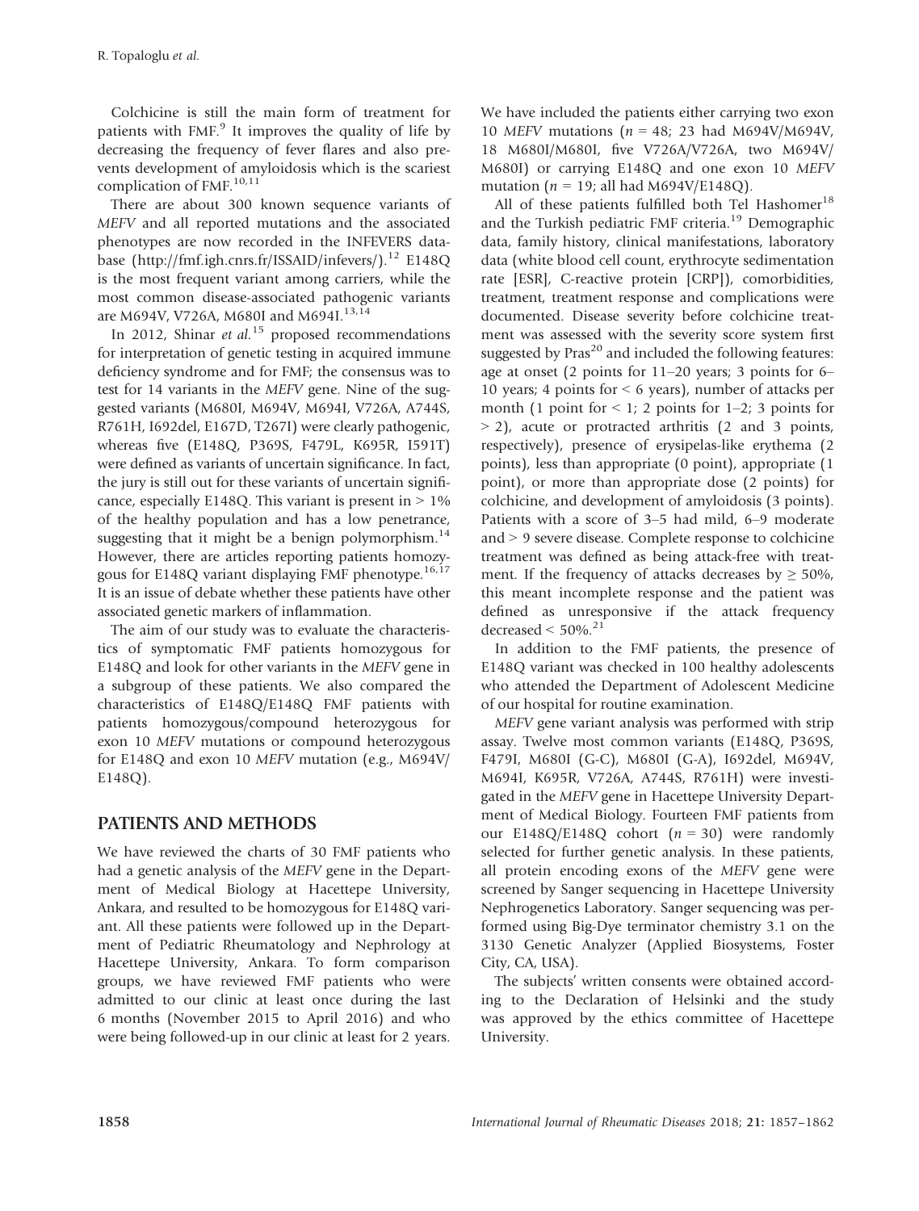Colchicine is still the main form of treatment for patients with FMF.[9] It improves the quality of life by decreasing the frequency of fever flares and also prevents development of amyloidosis which is the scariest complication of FMF.[10,11]

There are about 300 known sequence variants of *MEFV* and all reported mutations and the associated phenotypes are now recorded in the INFEVERS database (http://fmf.igh.cnrs.fr/ISSAID/infevers/).[12] E148Q is the most frequent variant among carriers, while the most common disease-associated pathogenic variants are M694V, V726A, M680I and M694I.[13,14]

In 2012, Shinar *et al.*[15] proposed recommendations for interpretation of genetic testing in acquired immune deficiency syndrome and for FMF; the consensus was to test for 14 variants in the *MEFV* gene. Nine of the suggested variants (M680I, M694V, M694I, V726A, A744S, R761H, I692del, E167D, T267I) were clearly pathogenic, whereas five (E148Q, P369S, F479L, K695R, I591T) were defined as variants of uncertain significance. In fact, the jury is still out for these variants of uncertain significance, especially E148Q. This variant is present in > 1% of the healthy population and has a low penetrance, suggesting that it might be a benign polymorphism.[14] However, there are articles reporting patients homozygous for E148Q variant displaying FMF phenotype.[16,17] It is an issue of debate whether these patients have other associated genetic markers of inflammation.

The aim of our study was to evaluate the characteristics of symptomatic FMF patients homozygous for E148Q and look for other variants in the *MEFV* gene in a subgroup of these patients. We also compared the characteristics of E148Q/E148Q FMF patients with patients homozygous/compound heterozygous for exon 10 *MEFV* mutations or compound heterozygous for E148Q and exon 10 *MEFV* mutation (e.g., M694V/E148Q).

## PATIENTS AND METHODS

We have reviewed the charts of 30 FMF patients who had a genetic analysis of the *MEFV* gene in the Department of Medical Biology at Hacettepe University, Ankara, and resulted to be homozygous for E148Q variant. All these patients were followed up in the Department of Pediatric Rheumatology and Nephrology at Hacettepe University, Ankara. To form comparison groups, we have reviewed FMF patients who were admitted to our clinic at least once during the last 6 months (November 2015 to April 2016) and who were being followed-up in our clinic at least for 2 years. We have included the patients either carrying two exon 10 *MEFV* mutations ($n = 48$; 23 had M694V/M694V, 18 M680I/M680I, five V726A/V726A, two M694V/M680I) or carrying E148Q and one exon 10 *MEFV* mutation ($n = 19$; all had M694V/E148Q).

All of these patients fulfilled both Tel Hashomer[18] and the Turkish pediatric FMF criteria.[19] Demographic data, family history, clinical manifestations, laboratory data (white blood cell count, erythrocyte sedimentation rate [ESR], C-reactive protein [CRP]), comorbidities, treatment, treatment response and complications were documented. Disease severity before colchicine treatment was assessed with the severity score system first suggested by Pras[20] and included the following features: age at onset (2 points for 11–20 years; 3 points for 6–10 years; 4 points for < 6 years), number of attacks per month (1 point for < 1; 2 points for 1–2; 3 points for > 2), acute or protracted arthritis (2 and 3 points, respectively), presence of erysipelas-like erythema (2 points), less than appropriate (0 point), appropriate (1 point), or more than appropriate dose (2 points) for colchicine, and development of amyloidosis (3 points). Patients with a score of 3–5 had mild, 6–9 moderate and > 9 severe disease. Complete response to colchicine treatment was defined as being attack-free with treatment. If the frequency of attacks decreases by ≥ 50%, this meant incomplete response and the patient was defined as unresponsive if the attack frequency decreased < 50%.[21]

In addition to the FMF patients, the presence of E148Q variant was checked in 100 healthy adolescents who attended the Department of Adolescent Medicine of our hospital for routine examination.

*MEFV* gene variant analysis was performed with strip assay. Twelve most common variants (E148Q, P369S, F479I, M680I (G-C), M680I (G-A), I692del, M694V, M694I, K695R, V726A, A744S, R761H) were investigated in the *MEFV* gene in Hacettepe University Department of Medical Biology. Fourteen FMF patients from our E148Q/E148Q cohort ($n = 30$) were randomly selected for further genetic analysis. In these patients, all protein encoding exons of the *MEFV* gene were screened by Sanger sequencing in Hacettepe University Nephrogenetics Laboratory. Sanger sequencing was performed using Big-Dye terminator chemistry 3.1 on the 3130 Genetic Analyzer (Applied Biosystems, Foster City, CA, USA).

The subjects' written consents were obtained according to the Declaration of Helsinki and the study was approved by the ethics committee of Hacettepe University.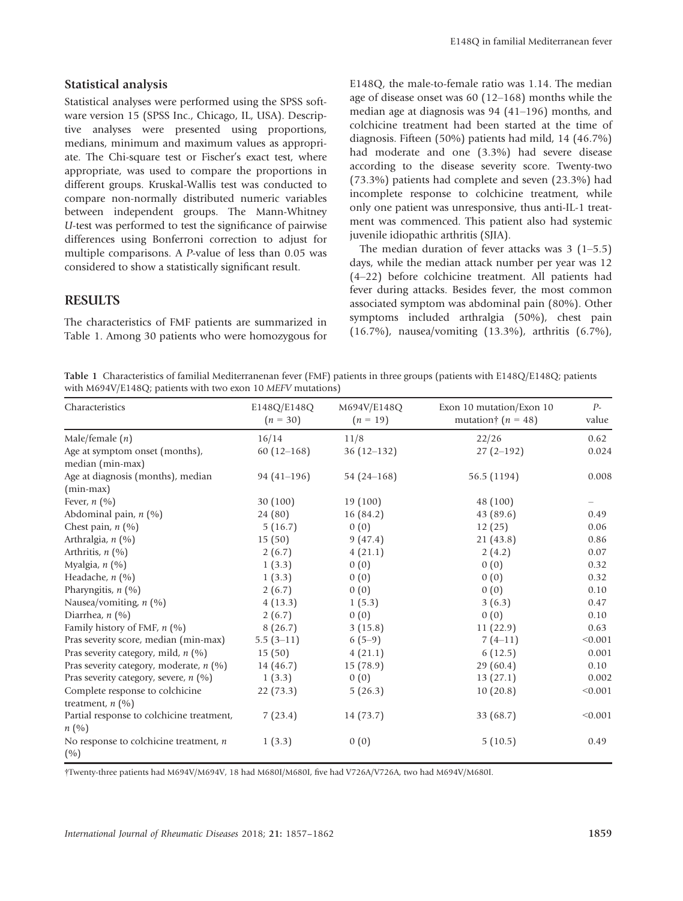## Statistical analysis

Statistical analyses were performed using the SPSS software version 15 (SPSS Inc., Chicago, IL, USA). Descriptive analyses were presented using proportions, medians, minimum and maximum values as appropriate. The Chi-square test or Fischer's exact test, where appropriate, was used to compare the proportions in different groups. Kruskal-Wallis test was conducted to compare non-normally distributed numeric variables between independent groups. The Mann-Whitney *U*-test was performed to test the significance of pairwise differences using Bonferroni correction to adjust for multiple comparisons. A *P*-value of less than 0.05 was considered to show a statistically significant result.

## RESULTS

The characteristics of FMF patients are summarized in Table 1. Among 30 patients who were homozygous for E148Q, the male-to-female ratio was 1.14. The median age of disease onset was 60 (12–168) months while the median age at diagnosis was 94 (41–196) months, and colchicine treatment had been started at the time of diagnosis. Fifteen (50%) patients had mild, 14 (46.7%) had moderate and one (3.3%) had severe disease according to the disease severity score. Twenty-two (73.3%) patients had complete and seven (23.3%) had incomplete response to colchicine treatment, while only one patient was unresponsive, thus anti-IL-1 treatment was commenced. This patient also had systemic juvenile idiopathic arthritis (SJIA).

The median duration of fever attacks was 3 (1–5.5) days, while the median attack number per year was 12 (4–22) before colchicine treatment. All patients had fever during attacks. Besides fever, the most common associated symptom was abdominal pain (80%). Other symptoms included arthralgia (50%), chest pain (16.7%), nausea/vomiting (13.3%), arthritis (6.7%),

**Table 1** Characteristics of familial Mediterranenan fever (FMF) patients in three groups (patients with E148Q/E148Q; patients with M694V/E148Q; patients with two exon 10 *MEFV* mutations)

| Characteristics | E148Q/E148Q ($n$ = 30) | M694V/E148Q ($n$ = 19) | Exon 10 mutation/Exon 10 mutation† ($n$ = 48) | *P*-value |
|---|---|---|---|---|
| Male/female ($n$) | 16/14 | 11/8 | 22/26 | 0.62 |
| Age at symptom onset (months), median (min-max) | 60 (12–168) | 36 (12–132) | 27 (2–192) | 0.024 |
| Age at diagnosis (months), median (min-max) | 94 (41–196) | 54 (24–168) | 56.5 (1194) | 0.008 |
| Fever, $n$ (%) | 30 (100) | 19 (100) | 48 (100) | – |
| Abdominal pain, $n$ (%) | 24 (80) | 16 (84.2) | 43 (89.6) | 0.49 |
| Chest pain, $n$ (%) | 5 (16.7) | 0 (0) | 12 (25) | 0.06 |
| Arthralgia, $n$ (%) | 15 (50) | 9 (47.4) | 21 (43.8) | 0.86 |
| Arthritis, $n$ (%) | 2 (6.7) | 4 (21.1) | 2 (4.2) | 0.07 |
| Myalgia, $n$ (%) | 1 (3.3) | 0 (0) | 0 (0) | 0.32 |
| Headache, $n$ (%) | 1 (3.3) | 0 (0) | 0 (0) | 0.32 |
| Pharyngitis, $n$ (%) | 2 (6.7) | 0 (0) | 0 (0) | 0.10 |
| Nausea/vomiting, $n$ (%) | 4 (13.3) | 1 (5.3) | 3 (6.3) | 0.47 |
| Diarrhea, $n$ (%) | 2 (6.7) | 0 (0) | 0 (0) | 0.10 |
| Family history of FMF, $n$ (%) | 8 (26.7) | 3 (15.8) | 11 (22.9) | 0.63 |
| Pras severity score, median (min-max) | 5.5 (3–11) | 6 (5–9) | 7 (4–11) | <0.001 |
| Pras severity category, mild, $n$ (%) | 15 (50) | 4 (21.1) | 6 (12.5) | 0.001 |
| Pras severity category, moderate, $n$ (%) | 14 (46.7) | 15 (78.9) | 29 (60.4) | 0.10 |
| Pras severity category, severe, $n$ (%) | 1 (3.3) | 0 (0) | 13 (27.1) | 0.002 |
| Complete response to colchicine treatment, $n$ (%) | 22 (73.3) | 5 (26.3) | 10 (20.8) | <0.001 |
| Partial response to colchicine treatment, $n$ (%) | 7 (23.4) | 14 (73.7) | 33 (68.7) | <0.001 |
| No response to colchicine treatment, $n$ (%) | 1 (3.3) | 0 (0) | 5 (10.5) | 0.49 |

†Twenty-three patients had M694V/M694V, 18 had M680I/M680I, five had V726A/V726A, two had M694V/M680I.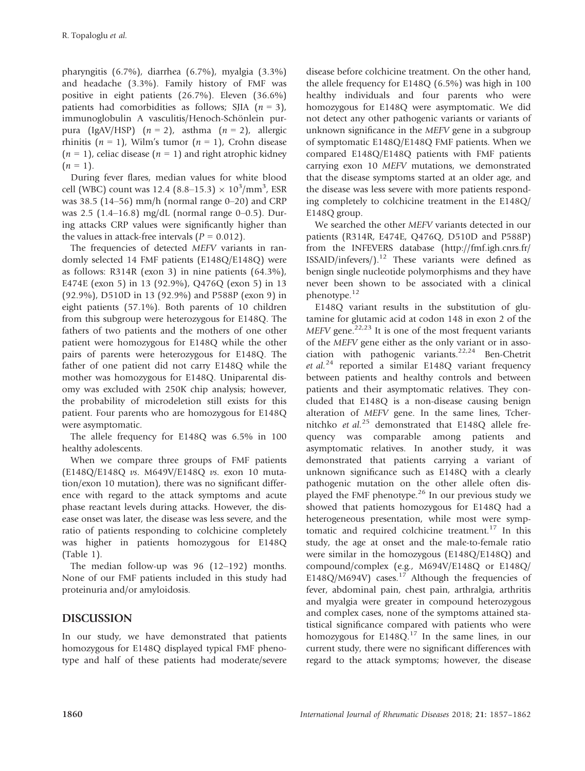pharyngitis (6.7%), diarrhea (6.7%), myalgia (3.3%) and headache (3.3%). Family history of FMF was positive in eight patients (26.7%). Eleven (36.6%) patients had comorbidities as follows; SJIA ($n = 3$), immunoglobulin A vasculitis/Henoch-Schönlein purpura (IgAV/HSP) ($n = 2$), asthma ($n = 2$), allergic rhinitis ($n = 1$), Wilm's tumor ($n = 1$), Crohn disease ($n = 1$), celiac disease ($n = 1$) and right atrophic kidney ($n = 1$).

During fever flares, median values for white blood cell (WBC) count was 12.4 (8.8–15.3) $\times 10^3/\text{mm}^3$, ESR was 38.5 (14–56) mm/h (normal range 0–20) and CRP was 2.5 (1.4–16.8) mg/dL (normal range 0–0.5). During attacks CRP values were significantly higher than the values in attack-free intervals ($P = 0.012$).

The frequencies of detected *MEFV* variants in randomly selected 14 FMF patients (E148Q/E148Q) were as follows: R314R (exon 3) in nine patients (64.3%), E474E (exon 5) in 13 (92.9%), Q476Q (exon 5) in 13 (92.9%), D510D in 13 (92.9%) and P588P (exon 9) in eight patients (57.1%). Both parents of 10 children from this subgroup were heterozygous for E148Q. The fathers of two patients and the mothers of one other patient were homozygous for E148Q while the other pairs of parents were heterozygous for E148Q. The father of one patient did not carry E148Q while the mother was homozygous for E148Q. Uniparental disomy was excluded with 250K chip analysis; however, the probability of microdeletion still exists for this patient. Four parents who are homozygous for E148Q were asymptomatic.

The allele frequency for E148Q was 6.5% in 100 healthy adolescents.

When we compare three groups of FMF patients (E148Q/E148Q *vs*. M649V/E148Q *vs*. exon 10 mutation/exon 10 mutation), there was no significant difference with regard to the attack symptoms and acute phase reactant levels during attacks. However, the disease onset was later, the disease was less severe, and the ratio of patients responding to colchicine completely was higher in patients homozygous for E148Q (Table 1).

The median follow-up was 96 (12–192) months. None of our FMF patients included in this study had proteinuria and/or amyloidosis.

## DISCUSSION

In our study, we have demonstrated that patients homozygous for E148Q displayed typical FMF phenotype and half of these patients had moderate/severe disease before colchicine treatment. On the other hand, the allele frequency for E148Q (6.5%) was high in 100 healthy individuals and four parents who were homozygous for E148Q were asymptomatic. We did not detect any other pathogenic variants or variants of unknown significance in the *MEFV* gene in a subgroup of symptomatic E148Q/E148Q FMF patients. When we compared E148Q/E148Q patients with FMF patients carrying exon 10 *MEFV* mutations, we demonstrated that the disease symptoms started at an older age, and the disease was less severe with more patients responding completely to colchicine treatment in the E148Q/E148Q group.

We searched the other *MEFV* variants detected in our patients (R314R, E474E, Q476Q, D510D and P588P) from the INFEVERS database (http://fmf.igh.cnrs.fr/ISSAID/infevers/).[12] These variants were defined as benign single nucleotide polymorphisms and they have never been shown to be associated with a clinical phenotype.[12]

E148Q variant results in the substitution of glutamine for glutamic acid at codon 148 in exon 2 of the *MEFV* gene.[22,23] It is one of the most frequent variants of the *MEFV* gene either as the only variant or in association with pathogenic variants.[22,24] Ben-Chetrit *et al.*[24] reported a similar E148Q variant frequency between patients and healthy controls and between patients and their asymptomatic relatives. They concluded that E148Q is a non-disease causing benign alteration of *MEFV* gene. In the same lines, Tchernitchko *et al.*[25] demonstrated that E148Q allele frequency was comparable among patients and asymptomatic relatives. In another study, it was demonstrated that patients carrying a variant of unknown significance such as E148Q with a clearly pathogenic mutation on the other allele often displayed the FMF phenotype.[26] In our previous study we showed that patients homozygous for E148Q had a heterogeneous presentation, while most were symptomatic and required colchicine treatment.[17] In this study, the age at onset and the male-to-female ratio were similar in the homozygous (E148Q/E148Q) and compound/complex (e.g., M694V/E148Q or E148Q/E148Q/M694V) cases.[17] Although the frequencies of fever, abdominal pain, chest pain, arthralgia, arthritis and myalgia were greater in compound heterozygous and complex cases, none of the symptoms attained statistical significance compared with patients who were homozygous for E148Q.[17] In the same lines, in our current study, there were no significant differences with regard to the attack symptoms; however, the disease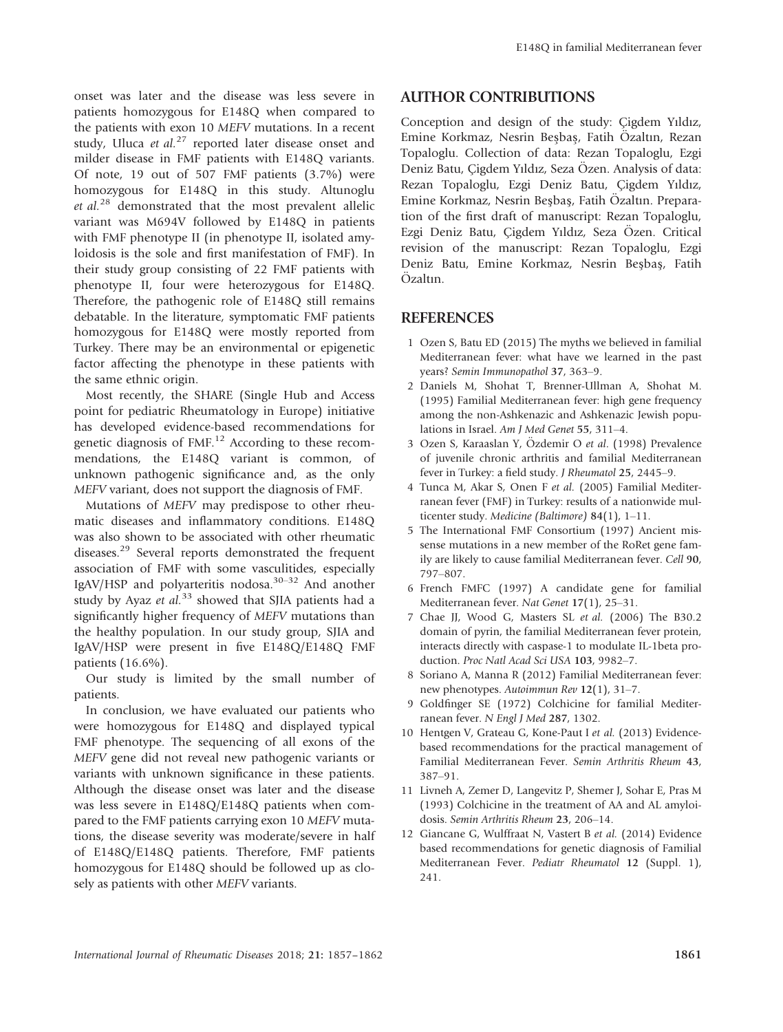onset was later and the disease was less severe in patients homozygous for E148Q when compared to the patients with exon 10 *MEFV* mutations. In a recent study, Uluca *et al.*[27] reported later disease onset and milder disease in FMF patients with E148Q variants. Of note, 19 out of 507 FMF patients (3.7%) were homozygous for E148Q in this study. Altunoglu *et al.*[28] demonstrated that the most prevalent allelic variant was M694V followed by E148Q in patients with FMF phenotype II (in phenotype II, isolated amyloidosis is the sole and first manifestation of FMF). In their study group consisting of 22 FMF patients with phenotype II, four were heterozygous for E148Q. Therefore, the pathogenic role of E148Q still remains debatable. In the literature, symptomatic FMF patients homozygous for E148Q were mostly reported from Turkey. There may be an environmental or epigenetic factor affecting the phenotype in these patients with the same ethnic origin.

Most recently, the SHARE (Single Hub and Access point for pediatric Rheumatology in Europe) initiative has developed evidence-based recommendations for genetic diagnosis of FMF.[12] According to these recommendations, the E148Q variant is common, of unknown pathogenic significance and, as the only *MEFV* variant, does not support the diagnosis of FMF.

Mutations of *MEFV* may predispose to other rheumatic diseases and inflammatory conditions. E148Q was also shown to be associated with other rheumatic diseases.[29] Several reports demonstrated the frequent association of FMF with some vasculitides, especially IgAV/HSP and polyarteritis nodosa.[30–32] And another study by Ayaz *et al.*[33] showed that SJIA patients had a significantly higher frequency of *MEFV* mutations than the healthy population. In our study group, SJIA and IgAV/HSP were present in five E148Q/E148Q FMF patients (16.6%).

Our study is limited by the small number of patients.

In conclusion, we have evaluated our patients who were homozygous for E148Q and displayed typical FMF phenotype. The sequencing of all exons of the *MEFV* gene did not reveal new pathogenic variants or variants with unknown significance in these patients. Although the disease onset was later and the disease was less severe in E148Q/E148Q patients when compared to the FMF patients carrying exon 10 *MEFV* mutations, the disease severity was moderate/severe in half of E148Q/E148Q patients. Therefore, FMF patients homozygous for E148Q should be followed up as closely as patients with other *MEFV* variants.

## AUTHOR CONTRIBUTIONS

Conception and design of the study: Çigdem Yıldız, Emine Korkmaz, Nesrin Beşbaş, Fatih Özaltın, Rezan Topaloglu. Collection of data: Rezan Topaloglu, Ezgi Deniz Batu, Çigdem Yıldız, Seza Özen. Analysis of data: Rezan Topaloglu, Ezgi Deniz Batu, Çigdem Yıldız, Emine Korkmaz, Nesrin Beşbaş, Fatih Özaltın. Preparation of the first draft of manuscript: Rezan Topaloglu, Ezgi Deniz Batu, Çigdem Yıldız, Seza Özen. Critical revision of the manuscript: Rezan Topaloglu, Ezgi Deniz Batu, Emine Korkmaz, Nesrin Beşbaş, Fatih Özaltın.

## REFERENCES

1. Ozen S, Batu ED (2015) The myths we believed in familial Mediterranean fever: what have we learned in the past years? *Semin Immunopathol* **37**, 363–9.
2. Daniels M, Shohat T, Brenner-Ullman A, Shohat M. (1995) Familial Mediterranean fever: high gene frequency among the non-Ashkenazic and Ashkenazic Jewish populations in Israel. *Am J Med Genet* **55**, 311–4.
3. Ozen S, Karaaslan Y, Özdemir O *et al*. (1998) Prevalence of juvenile chronic arthritis and familial Mediterranean fever in Turkey: a field study. *J Rheumatol* **25**, 2445–9.
4. Tunca M, Akar S, Onen F *et al.* (2005) Familial Mediterranean fever (FMF) in Turkey: results of a nationwide multicenter study. *Medicine (Baltimore)* **84**(1), 1–11.
5. The International FMF Consortium (1997) Ancient missense mutations in a new member of the RoRet gene family are likely to cause familial Mediterranean fever. *Cell* **90**, 797–807.
6. French FMFC (1997) A candidate gene for familial Mediterranean fever. *Nat Genet* **17**(1), 25–31.
7. Chae JJ, Wood G, Masters SL *et al.* (2006) The B30.2 domain of pyrin, the familial Mediterranean fever protein, interacts directly with caspase-1 to modulate IL-1beta production. *Proc Natl Acad Sci USA* **103**, 9982–7.
8. Soriano A, Manna R (2012) Familial Mediterranean fever: new phenotypes. *Autoimmun Rev* **12**(1), 31–7.
9. Goldfinger SE (1972) Colchicine for familial Mediterranean fever. *N Engl J Med* **287**, 1302.
10. Hentgen V, Grateau G, Kone-Paut I *et al.* (2013) Evidence-based recommendations for the practical management of Familial Mediterranean Fever. *Semin Arthritis Rheum* **43**, 387–91.
11. Livneh A, Zemer D, Langevitz P, Shemer J, Sohar E, Pras M (1993) Colchicine in the treatment of AA and AL amyloidosis. *Semin Arthritis Rheum* **23**, 206–14.
12. Giancane G, Wulffraat N, Vastert B *et al.* (2014) Evidence based recommendations for genetic diagnosis of Familial Mediterranean Fever. *Pediatr Rheumatol* **12** (Suppl. 1), 241.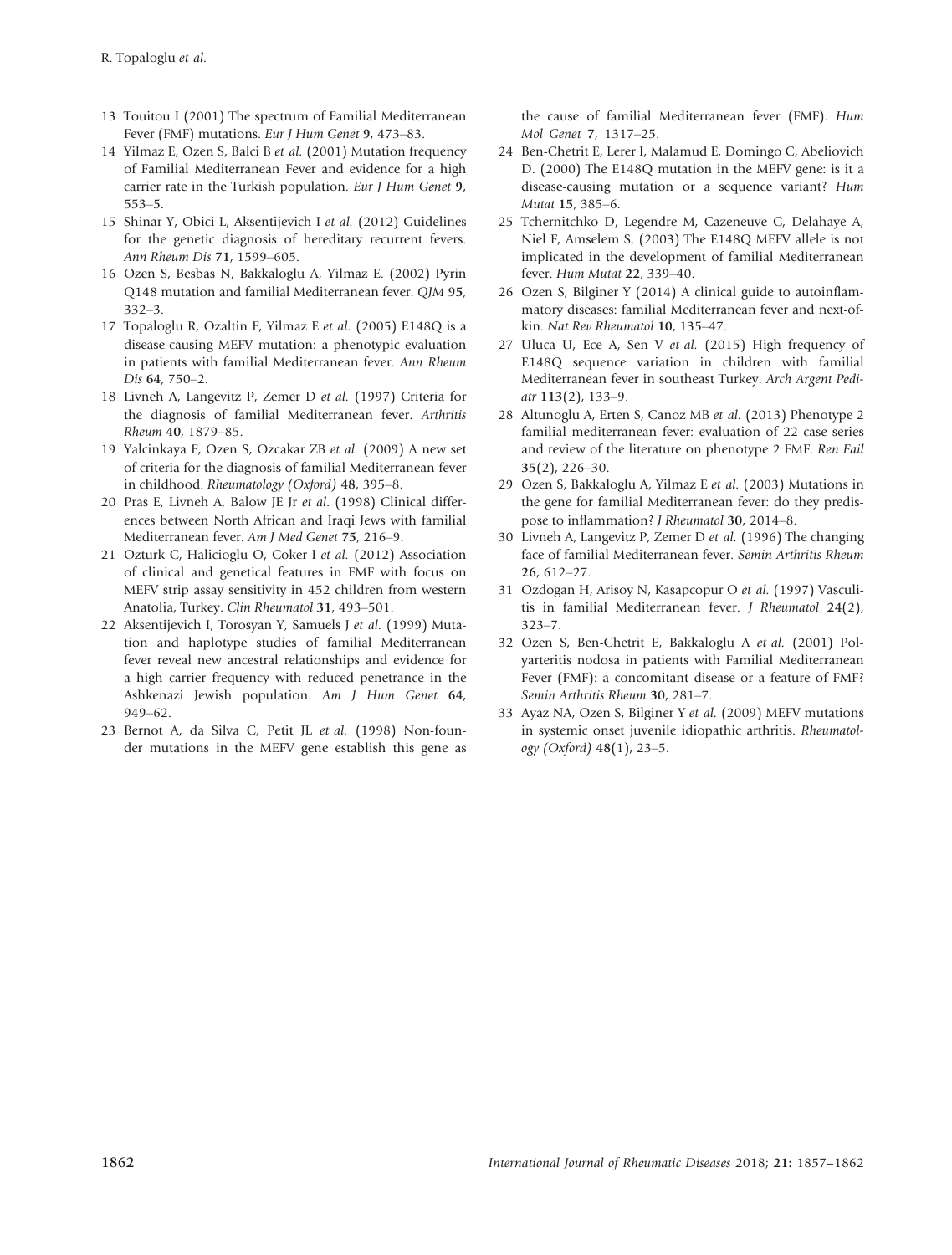13 Touitou I (2001) The spectrum of Familial Mediterranean Fever (FMF) mutations. *Eur J Hum Genet* **9**, 473–83.

14 Yilmaz E, Ozen S, Balci B *et al.* (2001) Mutation frequency of Familial Mediterranean Fever and evidence for a high carrier rate in the Turkish population. *Eur J Hum Genet* **9**, 553–5.

15 Shinar Y, Obici L, Aksentijevich I *et al.* (2012) Guidelines for the genetic diagnosis of hereditary recurrent fevers. *Ann Rheum Dis* **71**, 1599–605.

16 Ozen S, Besbas N, Bakkaloglu A, Yilmaz E. (2002) Pyrin Q148 mutation and familial Mediterranean fever. *QJM* **95**, 332–3.

17 Topaloglu R, Ozaltin F, Yilmaz E *et al.* (2005) E148Q is a disease-causing MEFV mutation: a phenotypic evaluation in patients with familial Mediterranean fever. *Ann Rheum Dis* **64**, 750–2.

18 Livneh A, Langevitz P, Zemer D *et al.* (1997) Criteria for the diagnosis of familial Mediterranean fever. *Arthritis Rheum* **40**, 1879–85.

19 Yalcinkaya F, Ozen S, Ozcakar ZB *et al.* (2009) A new set of criteria for the diagnosis of familial Mediterranean fever in childhood. *Rheumatology (Oxford)* **48**, 395–8.

20 Pras E, Livneh A, Balow JE Jr *et al.* (1998) Clinical differences between North African and Iraqi Jews with familial Mediterranean fever. *Am J Med Genet* **75**, 216–9.

21 Ozturk C, Halicioglu O, Coker I *et al.* (2012) Association of clinical and genetical features in FMF with focus on MEFV strip assay sensitivity in 452 children from western Anatolia, Turkey. *Clin Rheumatol* **31**, 493–501.

22 Aksentijevich I, Torosyan Y, Samuels J *et al.* (1999) Mutation and haplotype studies of familial Mediterranean fever reveal new ancestral relationships and evidence for a high carrier frequency with reduced penetrance in the Ashkenazi Jewish population. *Am J Hum Genet* **64**, 949–62.

23 Bernot A, da Silva C, Petit JL *et al.* (1998) Non-founder mutations in the MEFV gene establish this gene as the cause of familial Mediterranean fever (FMF). *Hum Mol Genet* **7**, 1317–25.

24 Ben-Chetrit E, Lerer I, Malamud E, Domingo C, Abeliovich D. (2000) The E148Q mutation in the MEFV gene: is it a disease-causing mutation or a sequence variant? *Hum Mutat* **15**, 385–6.

25 Tchernitchko D, Legendre M, Cazeneuve C, Delahaye A, Niel F, Amselem S. (2003) The E148Q MEFV allele is not implicated in the development of familial Mediterranean fever. *Hum Mutat* **22**, 339–40.

26 Ozen S, Bilginer Y (2014) A clinical guide to autoinflammatory diseases: familial Mediterranean fever and next-of-kin. *Nat Rev Rheumatol* **10**, 135–47.

27 Uluca U, Ece A, Sen V *et al.* (2015) High frequency of E148Q sequence variation in children with familial Mediterranean fever in southeast Turkey. *Arch Argent Pediatr* **113**(2), 133–9.

28 Altunoglu A, Erten S, Canoz MB *et al.* (2013) Phenotype 2 familial mediterranean fever: evaluation of 22 case series and review of the literature on phenotype 2 FMF. *Ren Fail* **35**(2), 226–30.

29 Ozen S, Bakkaloglu A, Yilmaz E *et al.* (2003) Mutations in the gene for familial Mediterranean fever: do they predispose to inflammation? *J Rheumatol* **30**, 2014–8.

30 Livneh A, Langevitz P, Zemer D *et al.* (1996) The changing face of familial Mediterranean fever. *Semin Arthritis Rheum* **26**, 612–27.

31 Ozdogan H, Arisoy N, Kasapcopur O *et al.* (1997) Vasculitis in familial Mediterranean fever. *J Rheumatol* **24**(2), 323–7.

32 Ozen S, Ben-Chetrit E, Bakkaloglu A *et al.* (2001) Polyarteritis nodosa in patients with Familial Mediterranean Fever (FMF): a concomitant disease or a feature of FMF? *Semin Arthritis Rheum* **30**, 281–7.

33 Ayaz NA, Ozen S, Bilginer Y *et al.* (2009) MEFV mutations in systemic onset juvenile idiopathic arthritis. *Rheumatology (Oxford)* **48**(1), 23–5.